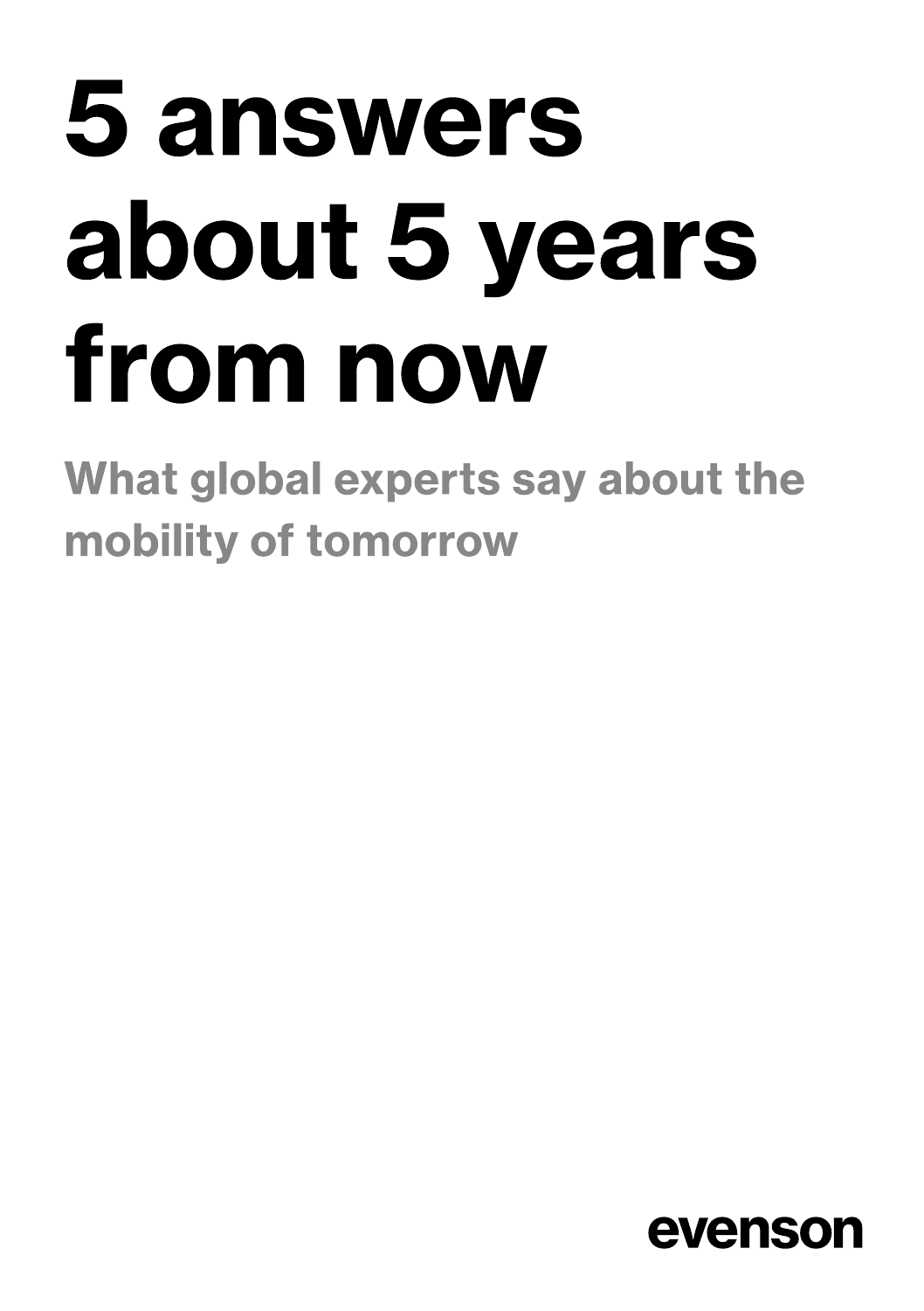# 5 answers about 5 years from now

## What global experts say about the mobility of tomorrow

evenson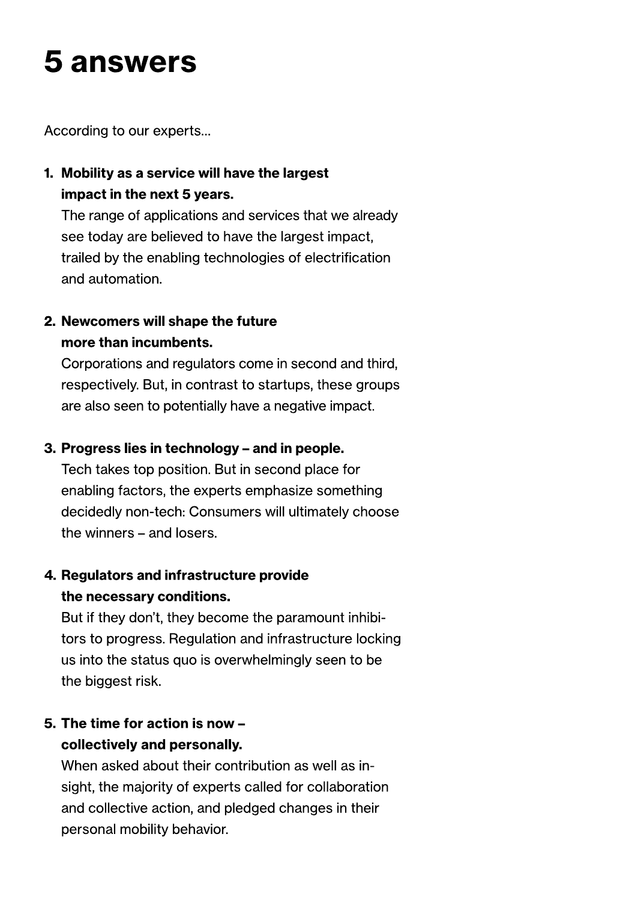# 5 answers

According to our experts...

1. **Mobility as a service will have the largest impact in the next 5 years.**
   The range of applications and services that we already see today are believed to have the largest impact, trailed by the enabling technologies of electrification and automation.

2. **Newcomers will shape the future more than incumbents.**
   Corporations and regulators come in second and third, respectively. But, in contrast to startups, these groups are also seen to potentially have a negative impact.

3. **Progress lies in technology – and in people.**
   Tech takes top position. But in second place for enabling factors, the experts emphasize something decidedly non-tech: Consumers will ultimately choose the winners – and losers.

4. **Regulators and infrastructure provide the necessary conditions.**
   But if they don't, they become the paramount inhibitors to progress. Regulation and infrastructure locking us into the status quo is overwhelmingly seen to be the biggest risk.

5. **The time for action is now – collectively and personally.**
   When asked about their contribution as well as insight, the majority of experts called for collaboration and collective action, and pledged changes in their personal mobility behavior.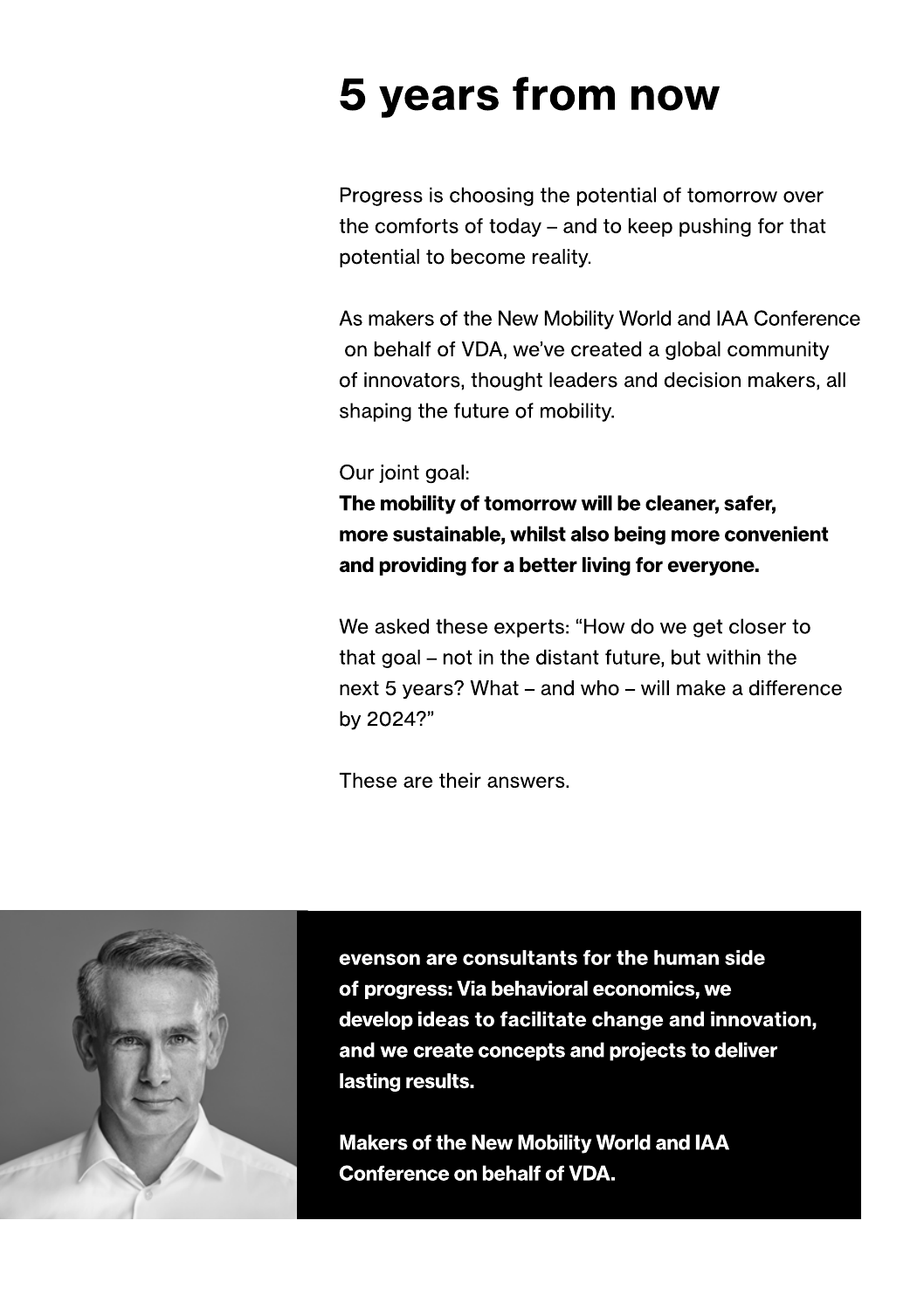# 5 years from now

Progress is choosing the potential of tomorrow over the comforts of today – and to keep pushing for that potential to become reality.

As makers of the New Mobility World and IAA Conference on behalf of VDA, we've created a global community of innovators, thought leaders and decision makers, all shaping the future of mobility.

Our joint goal:
**The mobility of tomorrow will be cleaner, safer, more sustainable, whilst also being more convenient and providing for a better living for everyone.**

We asked these experts: "How do we get closer to that goal – not in the distant future, but within the next 5 years? What – and who – will make a difference by 2024?"

These are their answers.

**evenson are consultants for the human side of progress: Via behavioral economics, we develop ideas to facilitate change and innovation, and we create concepts and projects to deliver lasting results.**

**Makers of the New Mobility World and IAA Conference on behalf of VDA.**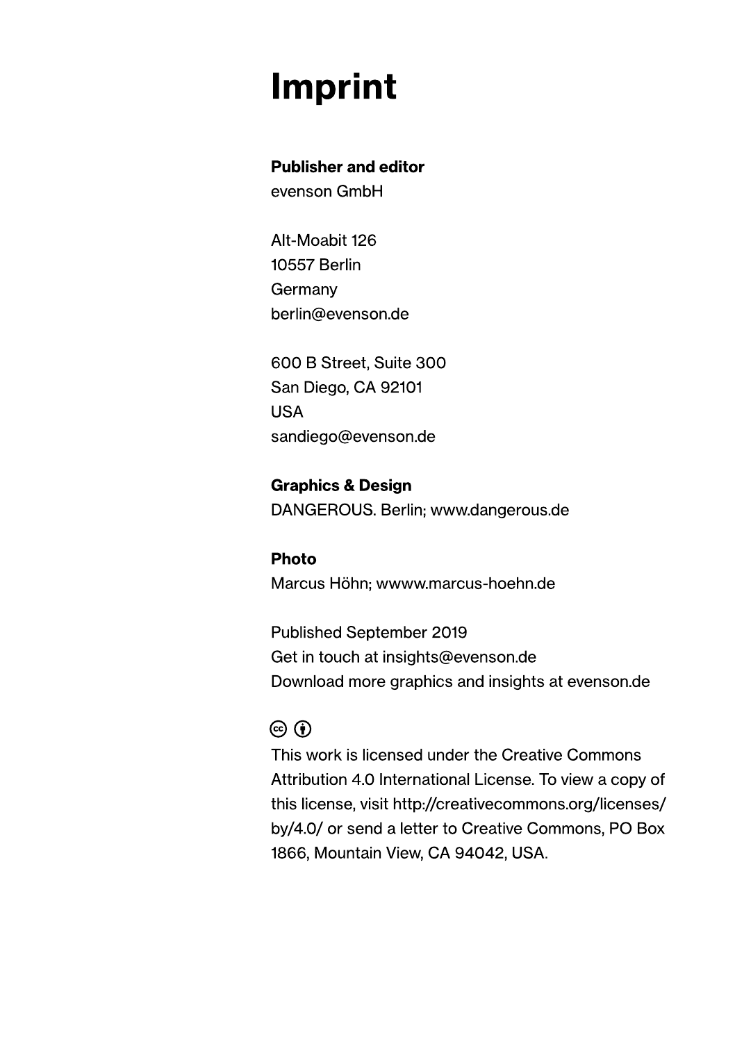# Imprint

**Publisher and editor**
evenson GmbH

Alt-Moabit 126
10557 Berlin
Germany
berlin@evenson.de

600 B Street, Suite 300
San Diego, CA 92101
USA
sandiego@evenson.de

**Graphics & Design**
DANGEROUS. Berlin; www.dangerous.de

**Photo**
Marcus Höhn; wwww.marcus-hoehn.de

Published September 2019
Get in touch at insights@evenson.de
Download more graphics and insights at evenson.de

This work is licensed under the Creative Commons Attribution 4.0 International License. To view a copy of this license, visit http://creativecommons.org/licenses/by/4.0/ or send a letter to Creative Commons, PO Box 1866, Mountain View, CA 94042, USA.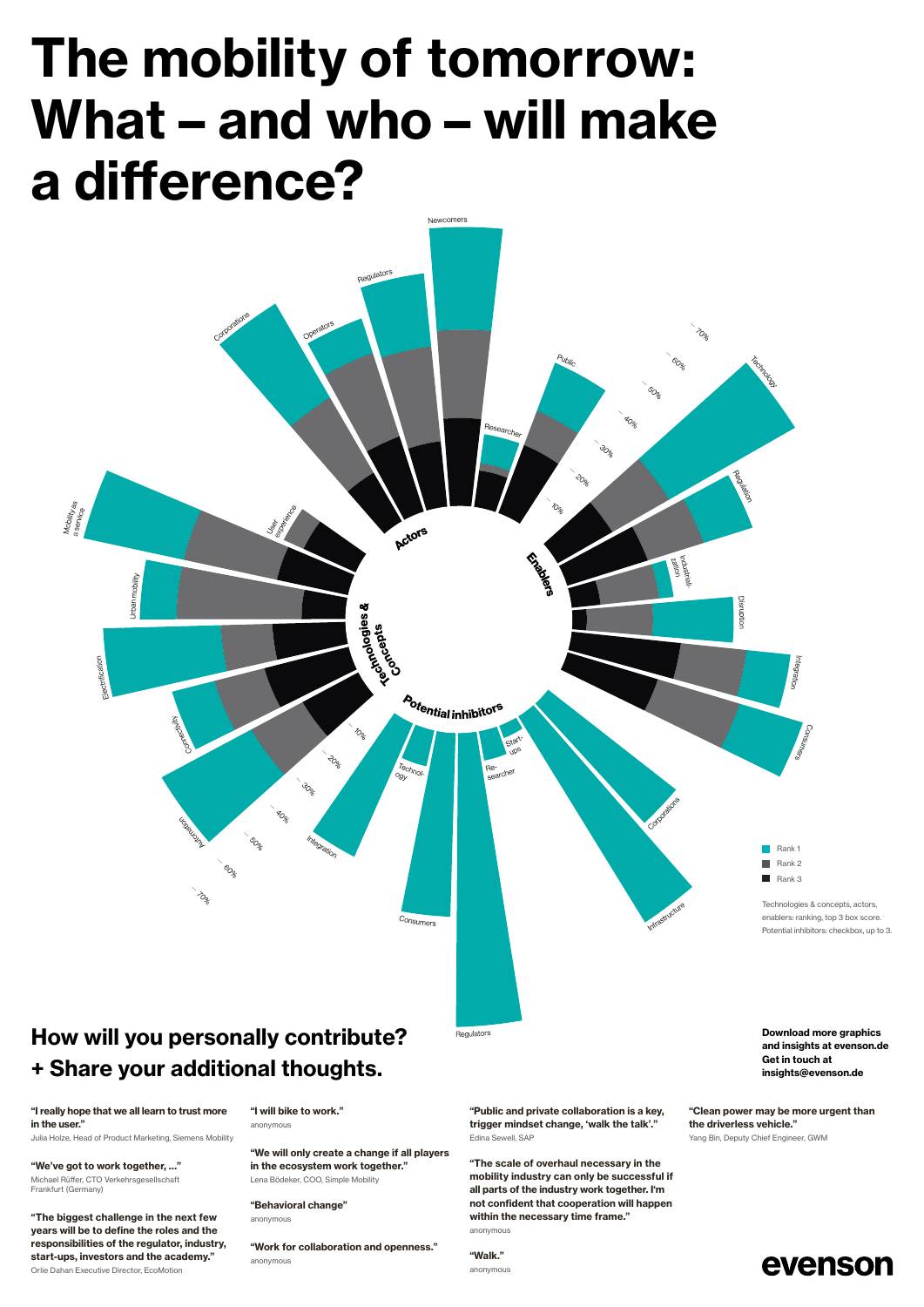# The mobility of tomorrow: What – and who – will make a difference?

Newcomers
Regulators
Operators
Corporations
Researcher
Public
Technology
Regulation
Industrialization
Disruption
Integration
Consumers
Actors
Enablers
Technologies & Concepts
Potential inhibitors
User experience
Mobility as a service
Urban mobility
Electrification
Connectivity
Automation
Integration
Technology
Consumers
Regulators
Researcher
Start-ups
Corporations
Infrastructure

10%
20%
30%
40%
50%
60%
70%

Rank 1
Rank 2
Rank 3

Technologies & concepts, actors, enablers: ranking, top 3 box score. Potential inhibitors: checkbox, up to 3.

## How will you personally contribute? + Share your additional thoughts.

**Download more graphics and insights at evenson.de**
**Get in touch at insights@evenson.de**

**"I really hope that we all learn to trust more in the user."**
Julia Holze, Head of Product Marketing, Siemens Mobility

**"We've got to work together, ..."**
Michael Rüffer, CTO Verkehrsgesellschaft Frankfurt (Germany)

**"The biggest challenge in the next few years will be to define the roles and the responsibilities of the regulator, industry, start-ups, investors and the academy."**
Orlie Dahan Executive Director, EcoMotion

**"I will bike to work."**
anonymous

**"We will only create a change if all players in the ecosystem work together."**
Lena Bödeker, COO, Simple Mobility

**"Behavioral change"**
anonymous

**"Work for collaboration and openness."**
anonymous

**"Public and private collaboration is a key, trigger mindset change, 'walk the talk'."**
Edina Sewell, SAP

**"The scale of overhaul necessary in the mobility industry can only be successful if all parts of the industry work together. I'm not confident that cooperation will happen within the necessary time frame."**
anonymous

**"Walk."**
anonymous

**"Clean power may be more urgent than the driverless vehicle."**
Yang Bin, Deputy Chief Engineer, GWM

evenson